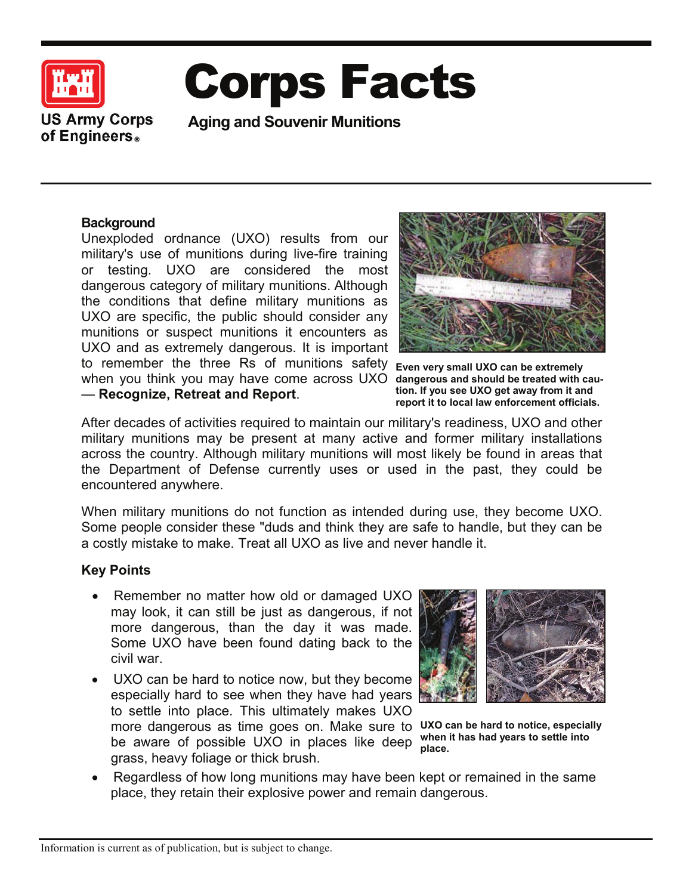US Army Corps of Engineers

# Corps Facts

## Aging and Souvenir Munitions

### Background

Unexploded ordnance (UXO) results from our military's use of munitions during live-fire training or testing. UXO are considered the most dangerous category of military munitions. Although the conditions that define military munitions as UXO are specific, the public should consider any munitions or suspect munitions it encounters as UXO and as extremely dangerous. It is important to remember the three Rs of munitions safety when you think you may have come across UXO — **Recognize, Retreat and Report**.

**Even very small UXO can be extremely dangerous and should be treated with caution. If you see UXO get away from it and report it to local law enforcement officials.**

After decades of activities required to maintain our military's readiness, UXO and other military munitions may be present at many active and former military installations across the country. Although military munitions will most likely be found in areas that the Department of Defense currently uses or used in the past, they could be encountered anywhere.

When military munitions do not function as intended during use, they become UXO. Some people consider these "duds and think they are safe to handle, but they can be a costly mistake to make. Treat all UXO as live and never handle it.

### Key Points

- Remember no matter how old or damaged UXO may look, it can still be just as dangerous, if not more dangerous, than the day it was made. Some UXO have been found dating back to the civil war.
- UXO can be hard to notice now, but they become especially hard to see when they have had years to settle into place. This ultimately makes UXO more dangerous as time goes on. Make sure to be aware of possible UXO in places like deep grass, heavy foliage or thick brush.
- Regardless of how long munitions may have been kept or remained in the same place, they retain their explosive power and remain dangerous.

**UXO can be hard to notice, especially when it has had years to settle into place.**

Information is current as of publication, but is subject to change.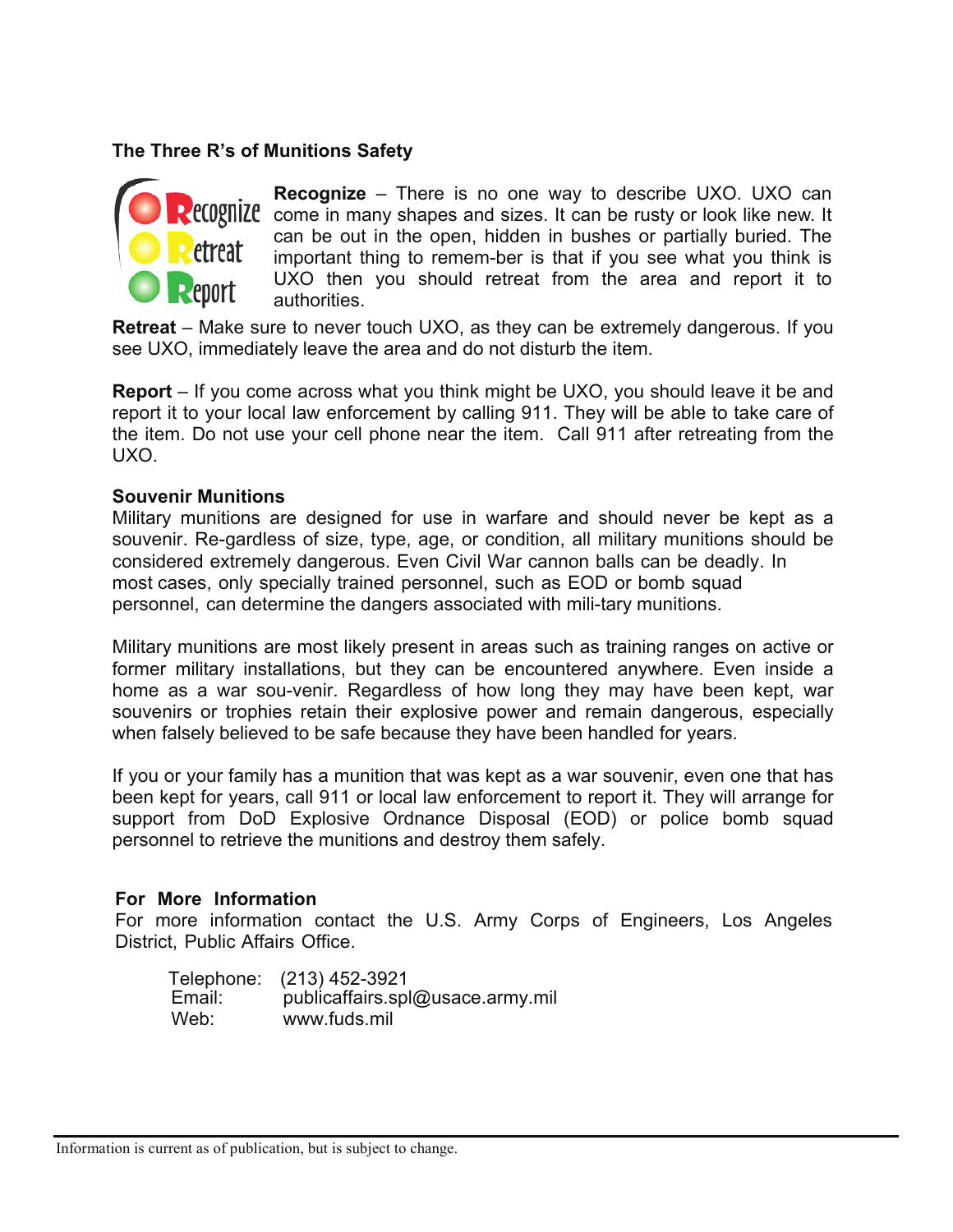### The Three R's of Munitions Safety

Recognize
Retreat
Report

**Recognize** – There is no one way to describe UXO. UXO can come in many shapes and sizes. It can be rusty or look like new. It can be out in the open, hidden in bushes or partially buried. The important thing to remem-ber is that if you see what you think is UXO then you should retreat from the area and report it to authorities.

**Retreat** – Make sure to never touch UXO, as they can be extremely dangerous. If you see UXO, immediately leave the area and do not disturb the item.

**Report** – If you come across what you think might be UXO, you should leave it be and report it to your local law enforcement by calling 911. They will be able to take care of the item. Do not use your cell phone near the item. Call 911 after retreating from the UXO.

### Souvenir Munitions

Military munitions are designed for use in warfare and should never be kept as a souvenir. Re-gardless of size, type, age, or condition, all military munitions should be considered extremely dangerous. Even Civil War cannon balls can be deadly. In most cases, only specially trained personnel, such as EOD or bomb squad personnel, can determine the dangers associated with mili-tary munitions.

Military munitions are most likely present in areas such as training ranges on active or former military installations, but they can be encountered anywhere. Even inside a home as a war sou-venir. Regardless of how long they may have been kept, war souvenirs or trophies retain their explosive power and remain dangerous, especially when falsely believed to be safe because they have been handled for years.

If you or your family has a munition that was kept as a war souvenir, even one that has been kept for years, call 911 or local law enforcement to report it. They will arrange for support from DoD Explosive Ordnance Disposal (EOD) or police bomb squad personnel to retrieve the munitions and destroy them safely.

### For More Information

For more information contact the U.S. Army Corps of Engineers, Los Angeles District, Public Affairs Office.

Telephone: (213) 452-3921
Email: publicaffairs.spl@usace.army.mil
Web: www.fuds.mil

Information is current as of publication, but is subject to change.